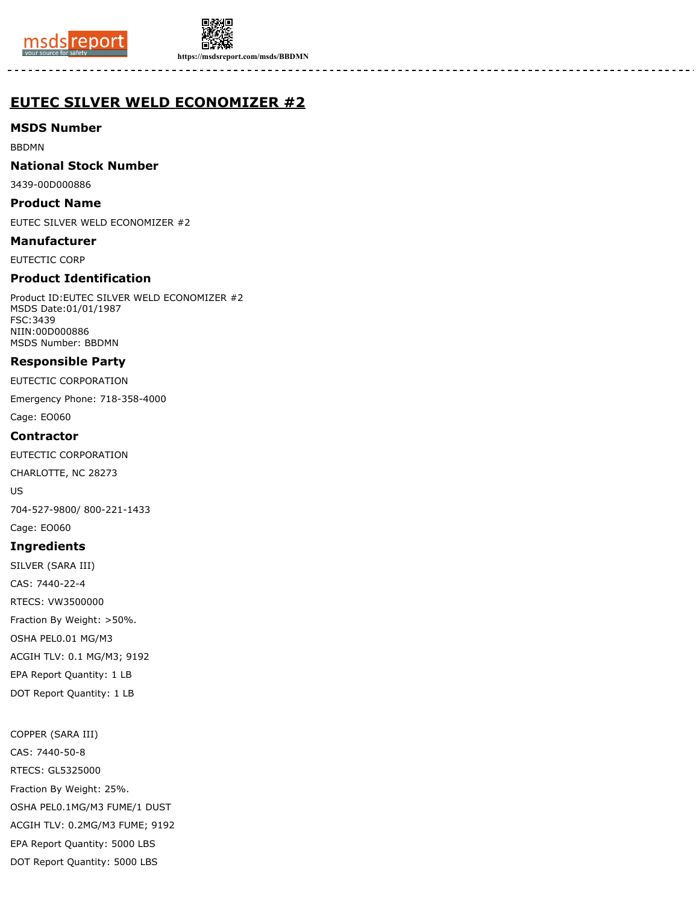# EUTEC SILVER WELD ECONOMIZER #2

## MSDS Number

BBDMN

## National Stock Number

3439-00D000886

## Product Name

EUTEC SILVER WELD ECONOMIZER #2

## Manufacturer

EUTECTIC CORP

## Product Identification

Product ID:EUTEC SILVER WELD ECONOMIZER #2
MSDS Date:01/01/1987
FSC:3439
NIIN:00D000886
MSDS Number: BBDMN

## Responsible Party

EUTECTIC CORPORATION

Emergency Phone: 718-358-4000

Cage: EO060

## Contractor

EUTECTIC CORPORATION

CHARLOTTE, NC 28273

US

704-527-9800/ 800-221-1433

Cage: EO060

## Ingredients

SILVER (SARA III)

CAS: 7440-22-4

RTECS: VW3500000

Fraction By Weight: >50%.

OSHA PEL0.01 MG/M3

ACGIH TLV: 0.1 MG/M3; 9192

EPA Report Quantity: 1 LB

DOT Report Quantity: 1 LB

COPPER (SARA III)

CAS: 7440-50-8

RTECS: GL5325000

Fraction By Weight: 25%.

OSHA PEL0.1MG/M3 FUME/1 DUST

ACGIH TLV: 0.2MG/M3 FUME; 9192

EPA Report Quantity: 5000 LBS

DOT Report Quantity: 5000 LBS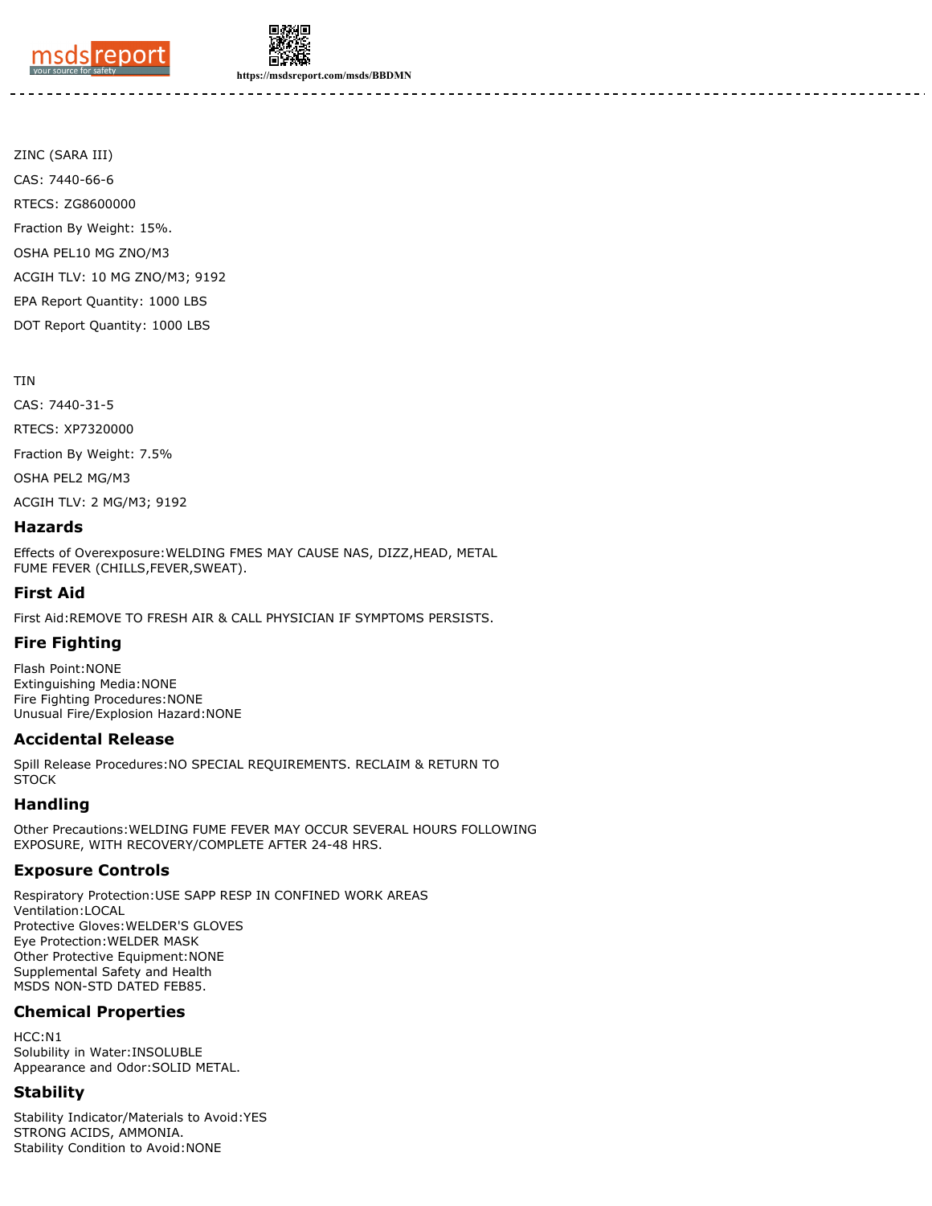ZINC (SARA III)

CAS: 7440-66-6

RTECS: ZG8600000

Fraction By Weight: 15%.

OSHA PEL10 MG ZNO/M3

ACGIH TLV: 10 MG ZNO/M3; 9192

EPA Report Quantity: 1000 LBS

DOT Report Quantity: 1000 LBS

TIN

CAS: 7440-31-5

RTECS: XP7320000

Fraction By Weight: 7.5%

OSHA PEL2 MG/M3

ACGIH TLV: 2 MG/M3; 9192

## Hazards

Effects of Overexposure:WELDING FMES MAY CAUSE NAS, DIZZ,HEAD, METAL FUME FEVER (CHILLS,FEVER,SWEAT).

## First Aid

First Aid:REMOVE TO FRESH AIR & CALL PHYSICIAN IF SYMPTOMS PERSISTS.

## Fire Fighting

Flash Point:NONE
Extinguishing Media:NONE
Fire Fighting Procedures:NONE
Unusual Fire/Explosion Hazard:NONE

## Accidental Release

Spill Release Procedures:NO SPECIAL REQUIREMENTS. RECLAIM & RETURN TO STOCK

## Handling

Other Precautions:WELDING FUME FEVER MAY OCCUR SEVERAL HOURS FOLLOWING EXPOSURE, WITH RECOVERY/COMPLETE AFTER 24-48 HRS.

## Exposure Controls

Respiratory Protection:USE SAPP RESP IN CONFINED WORK AREAS
Ventilation:LOCAL
Protective Gloves:WELDER'S GLOVES
Eye Protection:WELDER MASK
Other Protective Equipment:NONE
Supplemental Safety and Health
MSDS NON-STD DATED FEB85.

## Chemical Properties

HCC:N1
Solubility in Water:INSOLUBLE
Appearance and Odor:SOLID METAL.

## Stability

Stability Indicator/Materials to Avoid:YES
STRONG ACIDS, AMMONIA.
Stability Condition to Avoid:NONE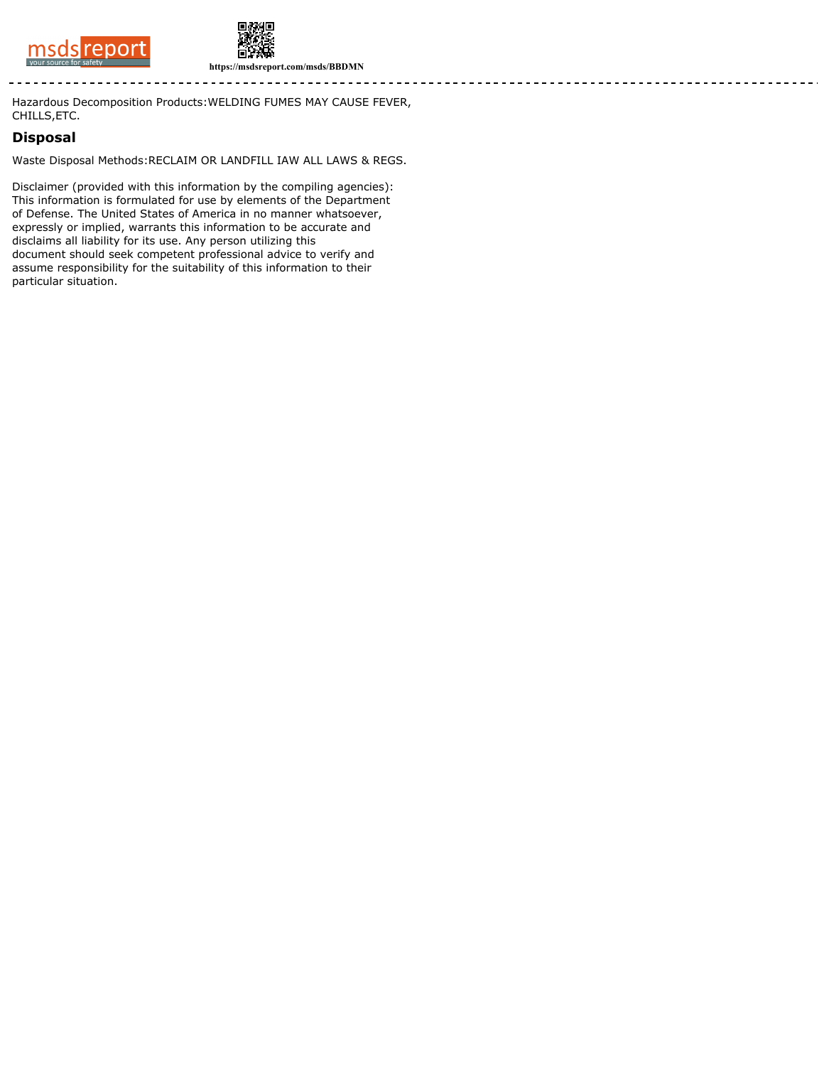Hazardous Decomposition Products:WELDING FUMES MAY CAUSE FEVER, CHILLS,ETC.

## Disposal

Waste Disposal Methods:RECLAIM OR LANDFILL IAW ALL LAWS & REGS.

Disclaimer (provided with this information by the compiling agencies): This information is formulated for use by elements of the Department of Defense. The United States of America in no manner whatsoever, expressly or implied, warrants this information to be accurate and disclaims all liability for its use. Any person utilizing this document should seek competent professional advice to verify and assume responsibility for the suitability of this information to their particular situation.